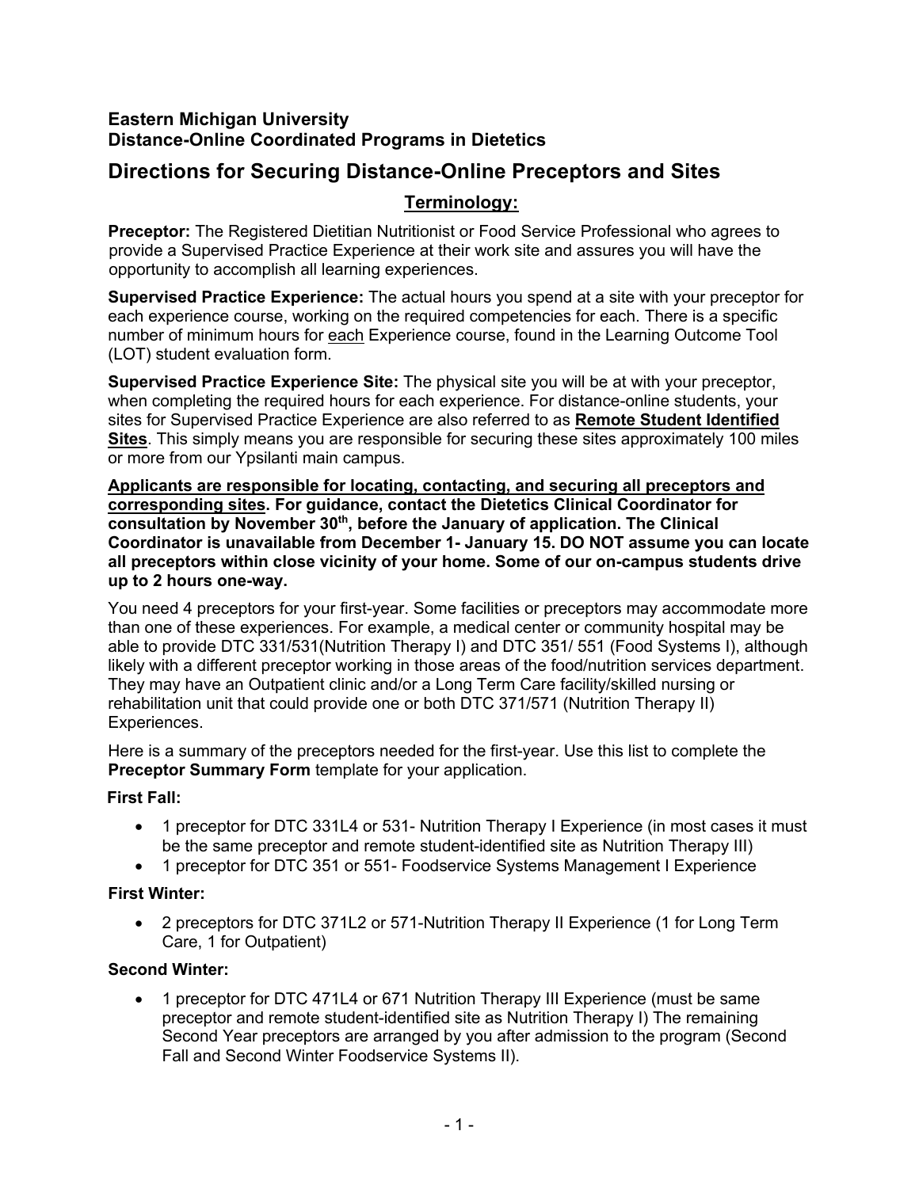**Eastern Michigan University**
**Distance-Online Coordinated Programs in Dietetics**

# Directions for Securing Distance-Online Preceptors and Sites

## Terminology:

**Preceptor:** The Registered Dietitian Nutritionist or Food Service Professional who agrees to provide a Supervised Practice Experience at their work site and assures you will have the opportunity to accomplish all learning experiences.

**Supervised Practice Experience:** The actual hours you spend at a site with your preceptor for each experience course, working on the required competencies for each. There is a specific number of minimum hours for each Experience course, found in the Learning Outcome Tool (LOT) student evaluation form.

**Supervised Practice Experience Site:** The physical site you will be at with your preceptor, when completing the required hours for each experience. For distance-online students, your sites for Supervised Practice Experience are also referred to as **Remote Student Identified Sites**. This simply means you are responsible for securing these sites approximately 100 miles or more from our Ypsilanti main campus.

**Applicants are responsible for locating, contacting, and securing all preceptors and corresponding sites. For guidance, contact the Dietetics Clinical Coordinator for consultation by November 30th, before the January of application. The Clinical Coordinator is unavailable from December 1- January 15. DO NOT assume you can locate all preceptors within close vicinity of your home. Some of our on-campus students drive up to 2 hours one-way.**

You need 4 preceptors for your first-year. Some facilities or preceptors may accommodate more than one of these experiences. For example, a medical center or community hospital may be able to provide DTC 331/531(Nutrition Therapy I) and DTC 351/ 551 (Food Systems I), although likely with a different preceptor working in those areas of the food/nutrition services department. They may have an Outpatient clinic and/or a Long Term Care facility/skilled nursing or rehabilitation unit that could provide one or both DTC 371/571 (Nutrition Therapy II) Experiences.

Here is a summary of the preceptors needed for the first-year. Use this list to complete the **Preceptor Summary Form** template for your application.

**First Fall:**

- 1 preceptor for DTC 331L4 or 531- Nutrition Therapy I Experience (in most cases it must be the same preceptor and remote student-identified site as Nutrition Therapy III)
- 1 preceptor for DTC 351 or 551- Foodservice Systems Management I Experience

**First Winter:**

- 2 preceptors for DTC 371L2 or 571-Nutrition Therapy II Experience (1 for Long Term Care, 1 for Outpatient)

**Second Winter:**

- 1 preceptor for DTC 471L4 or 671 Nutrition Therapy III Experience (must be same preceptor and remote student-identified site as Nutrition Therapy I) The remaining Second Year preceptors are arranged by you after admission to the program (Second Fall and Second Winter Foodservice Systems II).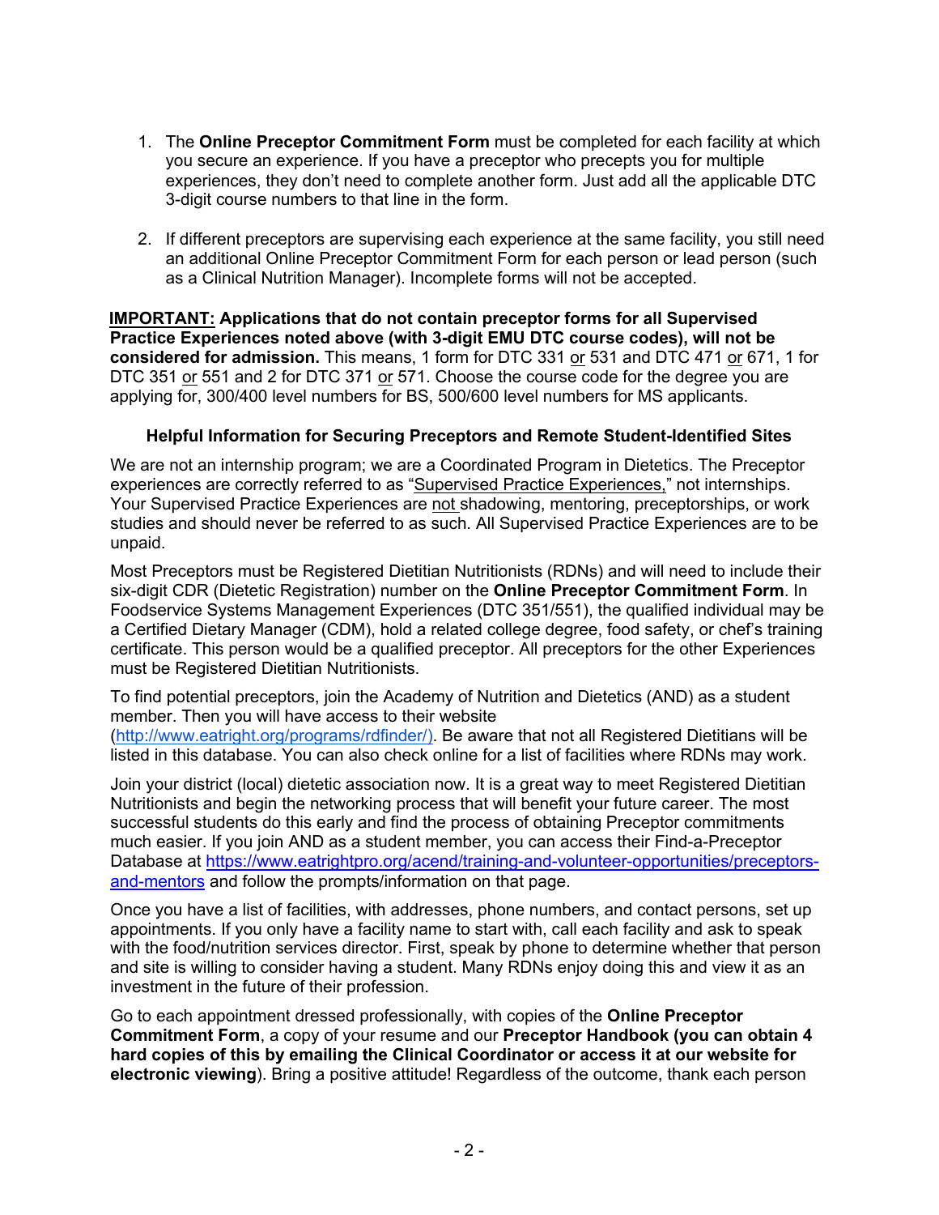1. The **Online Preceptor Commitment Form** must be completed for each facility at which you secure an experience. If you have a preceptor who precepts you for multiple experiences, they don't need to complete another form. Just add all the applicable DTC 3-digit course numbers to that line in the form.

2. If different preceptors are supervising each experience at the same facility, you still need an additional Online Preceptor Commitment Form for each person or lead person (such as a Clinical Nutrition Manager). Incomplete forms will not be accepted.

**IMPORTANT: Applications that do not contain preceptor forms for all Supervised Practice Experiences noted above (with 3-digit EMU DTC course codes), will not be considered for admission.** This means, 1 form for DTC 331 or 531 and DTC 471 or 671, 1 for DTC 351 or 551 and 2 for DTC 371 or 571. Choose the course code for the degree you are applying for, 300/400 level numbers for BS, 500/600 level numbers for MS applicants.

### Helpful Information for Securing Preceptors and Remote Student-Identified Sites

We are not an internship program; we are a Coordinated Program in Dietetics. The Preceptor experiences are correctly referred to as "Supervised Practice Experiences," not internships. Your Supervised Practice Experiences are not shadowing, mentoring, preceptorships, or work studies and should never be referred to as such. All Supervised Practice Experiences are to be unpaid.

Most Preceptors must be Registered Dietitian Nutritionists (RDNs) and will need to include their six-digit CDR (Dietetic Registration) number on the **Online Preceptor Commitment Form**. In Foodservice Systems Management Experiences (DTC 351/551), the qualified individual may be a Certified Dietary Manager (CDM), hold a related college degree, food safety, or chef's training certificate. This person would be a qualified preceptor. All preceptors for the other Experiences must be Registered Dietitian Nutritionists.

To find potential preceptors, join the Academy of Nutrition and Dietetics (AND) as a student member. Then you will have access to their website (http://www.eatright.org/programs/rdfinder/). Be aware that not all Registered Dietitians will be listed in this database. You can also check online for a list of facilities where RDNs may work.

Join your district (local) dietetic association now. It is a great way to meet Registered Dietitian Nutritionists and begin the networking process that will benefit your future career. The most successful students do this early and find the process of obtaining Preceptor commitments much easier. If you join AND as a student member, you can access their Find-a-Preceptor Database at https://www.eatrightpro.org/acend/training-and-volunteer-opportunities/preceptors-and-mentors and follow the prompts/information on that page.

Once you have a list of facilities, with addresses, phone numbers, and contact persons, set up appointments. If you only have a facility name to start with, call each facility and ask to speak with the food/nutrition services director. First, speak by phone to determine whether that person and site is willing to consider having a student. Many RDNs enjoy doing this and view it as an investment in the future of their profession.

Go to each appointment dressed professionally, with copies of the **Online Preceptor Commitment Form**, a copy of your resume and our **Preceptor Handbook (you can obtain 4 hard copies of this by emailing the Clinical Coordinator or access it at our website for electronic viewing)**. Bring a positive attitude! Regardless of the outcome, thank each person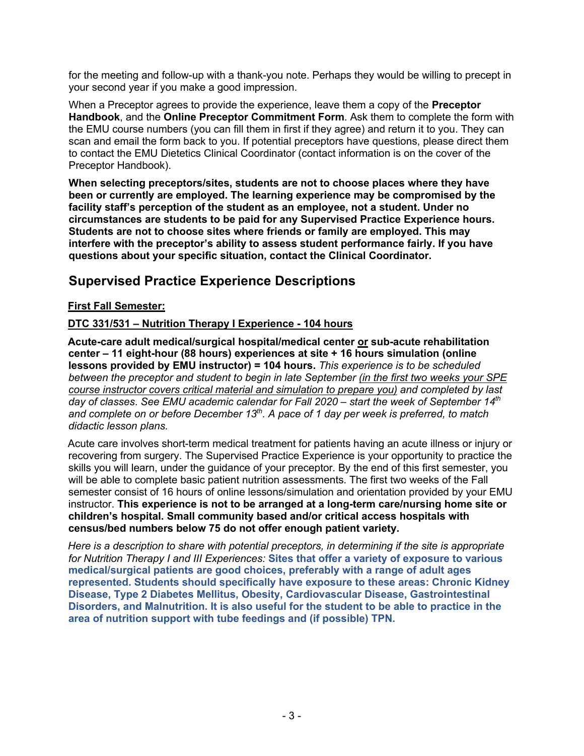for the meeting and follow-up with a thank-you note. Perhaps they would be willing to precept in your second year if you make a good impression.

When a Preceptor agrees to provide the experience, leave them a copy of the **Preceptor Handbook**, and the **Online Preceptor Commitment Form**. Ask them to complete the form with the EMU course numbers (you can fill them in first if they agree) and return it to you. They can scan and email the form back to you. If potential preceptors have questions, please direct them to contact the EMU Dietetics Clinical Coordinator (contact information is on the cover of the Preceptor Handbook).

**When selecting preceptors/sites, students are not to choose places where they have been or currently are employed. The learning experience may be compromised by the facility staff's perception of the student as an employee, not a student. Under no circumstances are students to be paid for any Supervised Practice Experience hours. Students are not to choose sites where friends or family are employed. This may interfere with the preceptor's ability to assess student performance fairly. If you have questions about your specific situation, contact the Clinical Coordinator.**

## Supervised Practice Experience Descriptions

**First Fall Semester:**

**DTC 331/531 – Nutrition Therapy I Experience - 104 hours**

**Acute-care adult medical/surgical hospital/medical center or sub-acute rehabilitation center – 11 eight-hour (88 hours) experiences at site + 16 hours simulation (online lessons provided by EMU instructor) = 104 hours.** *This experience is to be scheduled between the preceptor and student to begin in late September (in the first two weeks your SPE course instructor covers critical material and simulation to prepare you) and completed by last day of classes. See EMU academic calendar for Fall 2020 – start the week of September 14th and complete on or before December 13th. A pace of 1 day per week is preferred, to match didactic lesson plans.*

Acute care involves short-term medical treatment for patients having an acute illness or injury or recovering from surgery. The Supervised Practice Experience is your opportunity to practice the skills you will learn, under the guidance of your preceptor. By the end of this first semester, you will be able to complete basic patient nutrition assessments. The first two weeks of the Fall semester consist of 16 hours of online lessons/simulation and orientation provided by your EMU instructor. **This experience is not to be arranged at a long-term care/nursing home site or children's hospital. Small community based and/or critical access hospitals with census/bed numbers below 75 do not offer enough patient variety.**

*Here is a description to share with potential preceptors, in determining if the site is appropriate for Nutrition Therapy I and III Experiences:* **Sites that offer a variety of exposure to various medical/surgical patients are good choices, preferably with a range of adult ages represented. Students should specifically have exposure to these areas: Chronic Kidney Disease, Type 2 Diabetes Mellitus, Obesity, Cardiovascular Disease, Gastrointestinal Disorders, and Malnutrition. It is also useful for the student to be able to practice in the area of nutrition support with tube feedings and (if possible) TPN.**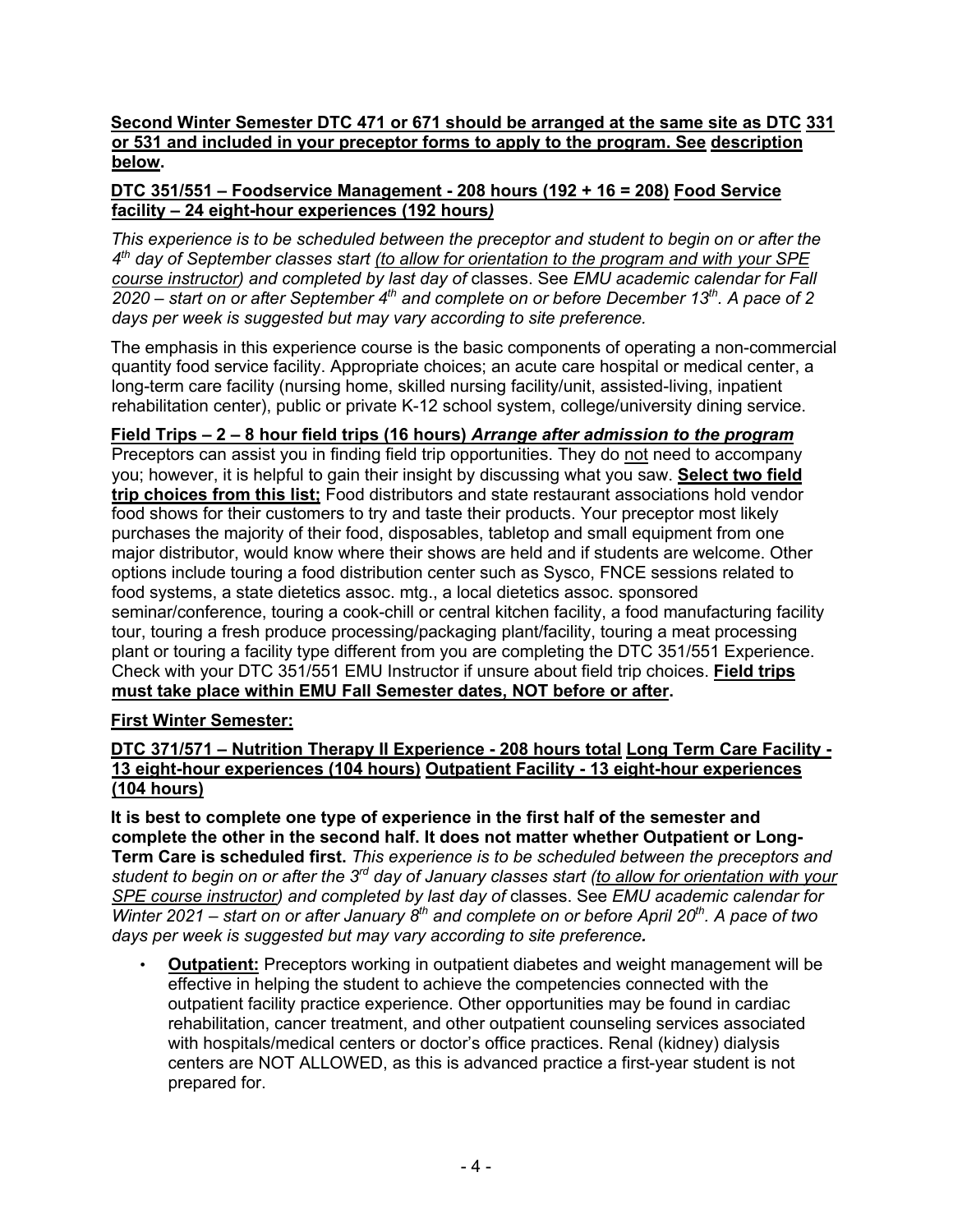**Second Winter Semester DTC 471 or 671 should be arranged at the same site as DTC 331 or 531 and included in your preceptor forms to apply to the program. See description below.**

**DTC 351/551 – Foodservice Management - 208 hours (192 + 16 = 208) Food Service facility – 24 eight-hour experiences (192 hours)**

*This experience is to be scheduled between the preceptor and student to begin on or after the 4th day of September classes start (to allow for orientation to the program and with your SPE course instructor) and completed by last day of* classes. See *EMU academic calendar for Fall 2020 – start on or after September 4th and complete on or before December 13th. A pace of 2 days per week is suggested but may vary according to site preference.*

The emphasis in this experience course is the basic components of operating a non-commercial quantity food service facility. Appropriate choices; an acute care hospital or medical center, a long-term care facility (nursing home, skilled nursing facility/unit, assisted-living, inpatient rehabilitation center), public or private K-12 school system, college/university dining service.

**Field Trips – 2 – 8 hour field trips (16 hours) *Arrange after admission to the program***
Preceptors can assist you in finding field trip opportunities. They do not need to accompany you; however, it is helpful to gain their insight by discussing what you saw. **Select two field trip choices from this list;** Food distributors and state restaurant associations hold vendor food shows for their customers to try and taste their products. Your preceptor most likely purchases the majority of their food, disposables, tabletop and small equipment from one major distributor, would know where their shows are held and if students are welcome. Other options include touring a food distribution center such as Sysco, FNCE sessions related to food systems, a state dietetics assoc. mtg., a local dietetics assoc. sponsored seminar/conference, touring a cook-chill or central kitchen facility, a food manufacturing facility tour, touring a fresh produce processing/packaging plant/facility, touring a meat processing plant or touring a facility type different from you are completing the DTC 351/551 Experience. Check with your DTC 351/551 EMU Instructor if unsure about field trip choices. **Field trips must take place within EMU Fall Semester dates, NOT before or after.**

**First Winter Semester:**

**DTC 371/571 – Nutrition Therapy II Experience - 208 hours total Long Term Care Facility - 13 eight-hour experiences (104 hours) Outpatient Facility - 13 eight-hour experiences (104 hours)**

**It is best to complete one type of experience in the first half of the semester and complete the other in the second half. It does not matter whether Outpatient or Long-Term Care is scheduled first.** *This experience is to be scheduled between the preceptors and student to begin on or after the 3rd day of January classes start (to allow for orientation with your SPE course instructor) and completed by last day of* classes. See *EMU academic calendar for Winter 2021 – start on or after January 8th and complete on or before April 20th. A pace of two days per week is suggested but may vary according to site preference.*

- **Outpatient:** Preceptors working in outpatient diabetes and weight management will be effective in helping the student to achieve the competencies connected with the outpatient facility practice experience. Other opportunities may be found in cardiac rehabilitation, cancer treatment, and other outpatient counseling services associated with hospitals/medical centers or doctor's office practices. Renal (kidney) dialysis centers are NOT ALLOWED, as this is advanced practice a first-year student is not prepared for.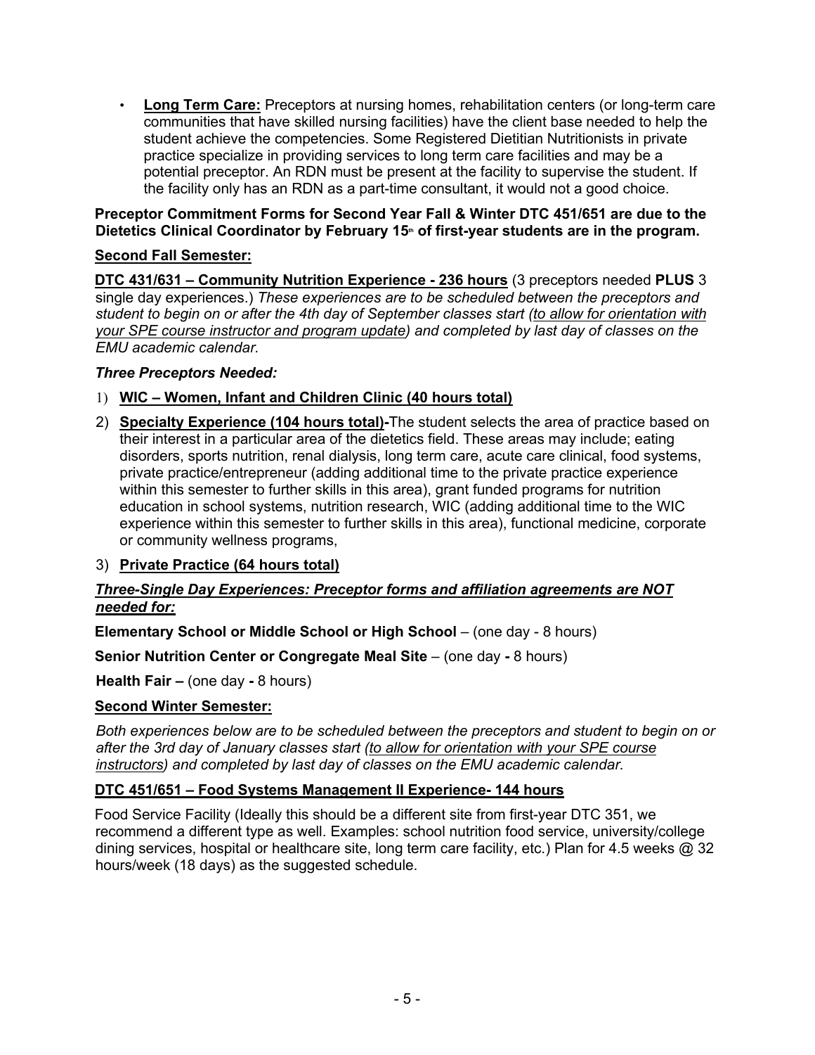- **Long Term Care:** Preceptors at nursing homes, rehabilitation centers (or long-term care communities that have skilled nursing facilities) have the client base needed to help the student achieve the competencies. Some Registered Dietitian Nutritionists in private practice specialize in providing services to long term care facilities and may be a potential preceptor. An RDN must be present at the facility to supervise the student. If the facility only has an RDN as a part-time consultant, it would not a good choice.

**Preceptor Commitment Forms for Second Year Fall & Winter DTC 451/651 are due to the Dietetics Clinical Coordinator by February 15th of first-year students are in the program.**

**Second Fall Semester:**

**DTC 431/631 – Community Nutrition Experience - 236 hours** (3 preceptors needed **PLUS** 3 single day experiences.) *These experiences are to be scheduled between the preceptors and student to begin on or after the 4th day of September classes start (to allow for orientation with your SPE course instructor and program update) and completed by last day of classes on the EMU academic calendar.*

***Three Preceptors Needed:***

1) **WIC – Women, Infant and Children Clinic (40 hours total)**
2) **Specialty Experience (104 hours total)-**The student selects the area of practice based on their interest in a particular area of the dietetics field. These areas may include; eating disorders, sports nutrition, renal dialysis, long term care, acute care clinical, food systems, private practice/entrepreneur (adding additional time to the private practice experience within this semester to further skills in this area), grant funded programs for nutrition education in school systems, nutrition research, WIC (adding additional time to the WIC experience within this semester to further skills in this area), functional medicine, corporate or community wellness programs,
3) **Private Practice (64 hours total)**

***Three-Single Day Experiences: Preceptor forms and affiliation agreements are NOT needed for:***

**Elementary School or Middle School or High School** – (one day - 8 hours)

**Senior Nutrition Center or Congregate Meal Site** – (one day **-** 8 hours)

**Health Fair –** (one day **-** 8 hours)

**Second Winter Semester:**

*Both experiences below are to be scheduled between the preceptors and student to begin on or after the 3rd day of January classes start (to allow for orientation with your SPE course instructors) and completed by last day of classes on the EMU academic calendar.*

**DTC 451/651 – Food Systems Management II Experience- 144 hours**

Food Service Facility (Ideally this should be a different site from first-year DTC 351, we recommend a different type as well. Examples: school nutrition food service, university/college dining services, hospital or healthcare site, long term care facility, etc.) Plan for 4.5 weeks @ 32 hours/week (18 days) as the suggested schedule.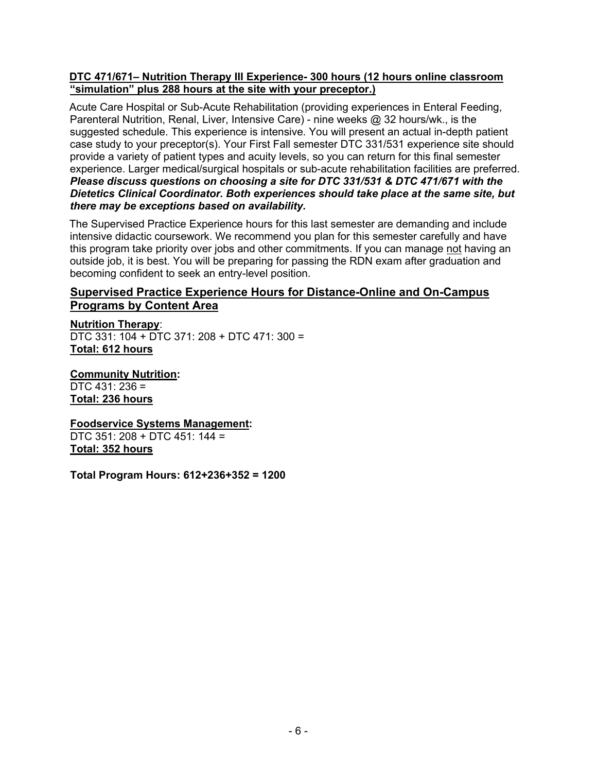**DTC 471/671– Nutrition Therapy III Experience- 300 hours (12 hours online classroom "simulation" plus 288 hours at the site with your preceptor.)**

Acute Care Hospital or Sub-Acute Rehabilitation (providing experiences in Enteral Feeding, Parenteral Nutrition, Renal, Liver, Intensive Care) - nine weeks @ 32 hours/wk., is the suggested schedule. This experience is intensive. You will present an actual in-depth patient case study to your preceptor(s). Your First Fall semester DTC 331/531 experience site should provide a variety of patient types and acuity levels, so you can return for this final semester experience. Larger medical/surgical hospitals or sub-acute rehabilitation facilities are preferred. ***Please discuss questions on choosing a site for DTC 331/531 & DTC 471/671 with the Dietetics Clinical Coordinator. Both experiences should take place at the same site, but there may be exceptions based on availability.***

The Supervised Practice Experience hours for this last semester are demanding and include intensive didactic coursework. We recommend you plan for this semester carefully and have this program take priority over jobs and other commitments. If you can manage not having an outside job, it is best. You will be preparing for passing the RDN exam after graduation and becoming confident to seek an entry-level position.

## Supervised Practice Experience Hours for Distance-Online and On-Campus Programs by Content Area

**Nutrition Therapy**:
DTC 331: 104 + DTC 371: 208 + DTC 471: 300 =
**Total: 612 hours**

**Community Nutrition:**
DTC 431: 236 =
**Total: 236 hours**

**Foodservice Systems Management:**
DTC 351: 208 + DTC 451: 144 =
**Total: 352 hours**

**Total Program Hours: 612+236+352 = 1200**